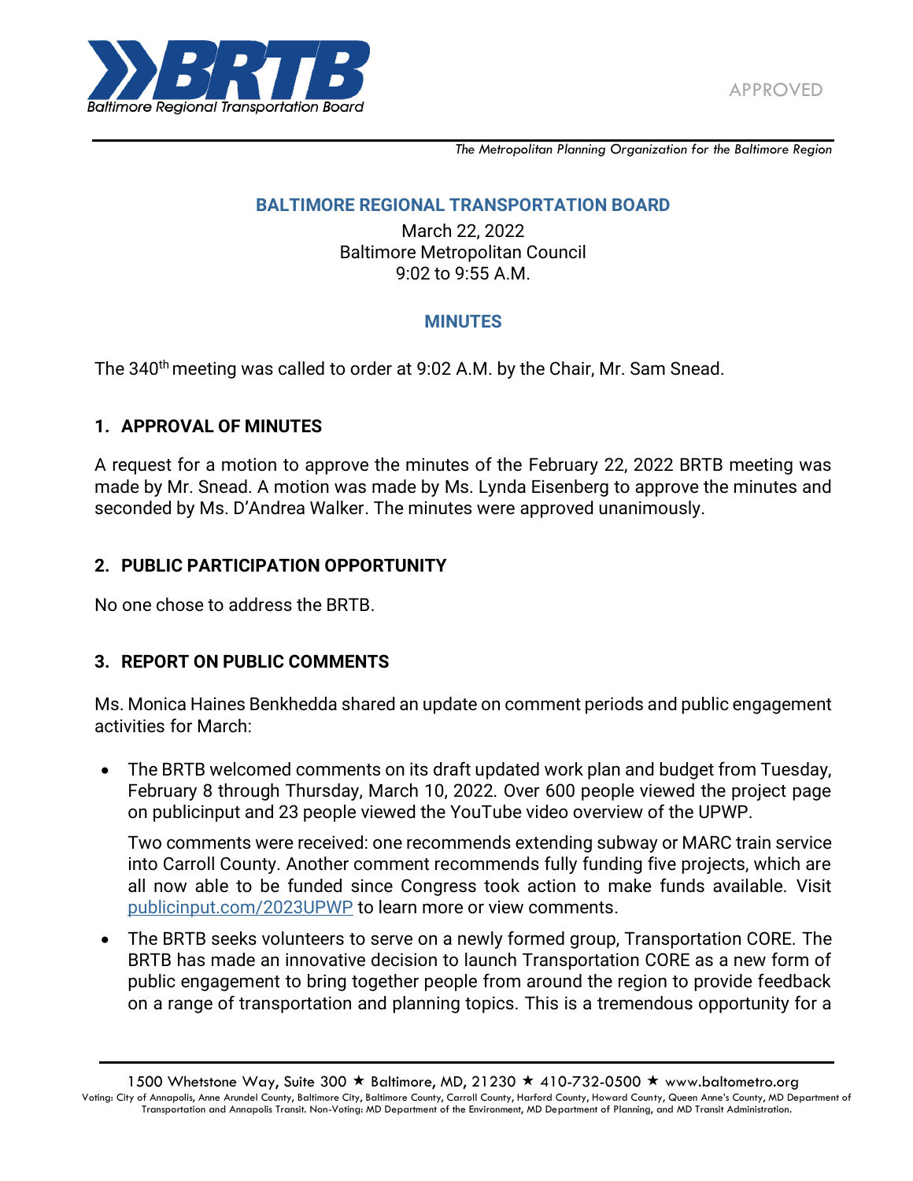APPROVED

*The Metropolitan Planning Organization for the Baltimore Region*

## BALTIMORE REGIONAL TRANSPORTATION BOARD

March 22, 2022
Baltimore Metropolitan Council
9:02 to 9:55 A.M.

## MINUTES

The 340th meeting was called to order at 9:02 A.M. by the Chair, Mr. Sam Snead.

### 1. APPROVAL OF MINUTES

A request for a motion to approve the minutes of the February 22, 2022 BRTB meeting was made by Mr. Snead. A motion was made by Ms. Lynda Eisenberg to approve the minutes and seconded by Ms. D'Andrea Walker. The minutes were approved unanimously.

### 2. PUBLIC PARTICIPATION OPPORTUNITY

No one chose to address the BRTB.

### 3. REPORT ON PUBLIC COMMENTS

Ms. Monica Haines Benkhedda shared an update on comment periods and public engagement activities for March:

- The BRTB welcomed comments on its draft updated work plan and budget from Tuesday, February 8 through Thursday, March 10, 2022. Over 600 people viewed the project page on publicinput and 23 people viewed the YouTube video overview of the UPWP.

  Two comments were received: one recommends extending subway or MARC train service into Carroll County. Another comment recommends fully funding five projects, which are all now able to be funded since Congress took action to make funds available. Visit publicinput.com/2023UPWP to learn more or view comments.

- The BRTB seeks volunteers to serve on a newly formed group, Transportation CORE. The BRTB has made an innovative decision to launch Transportation CORE as a new form of public engagement to bring together people from around the region to provide feedback on a range of transportation and planning topics. This is a tremendous opportunity for a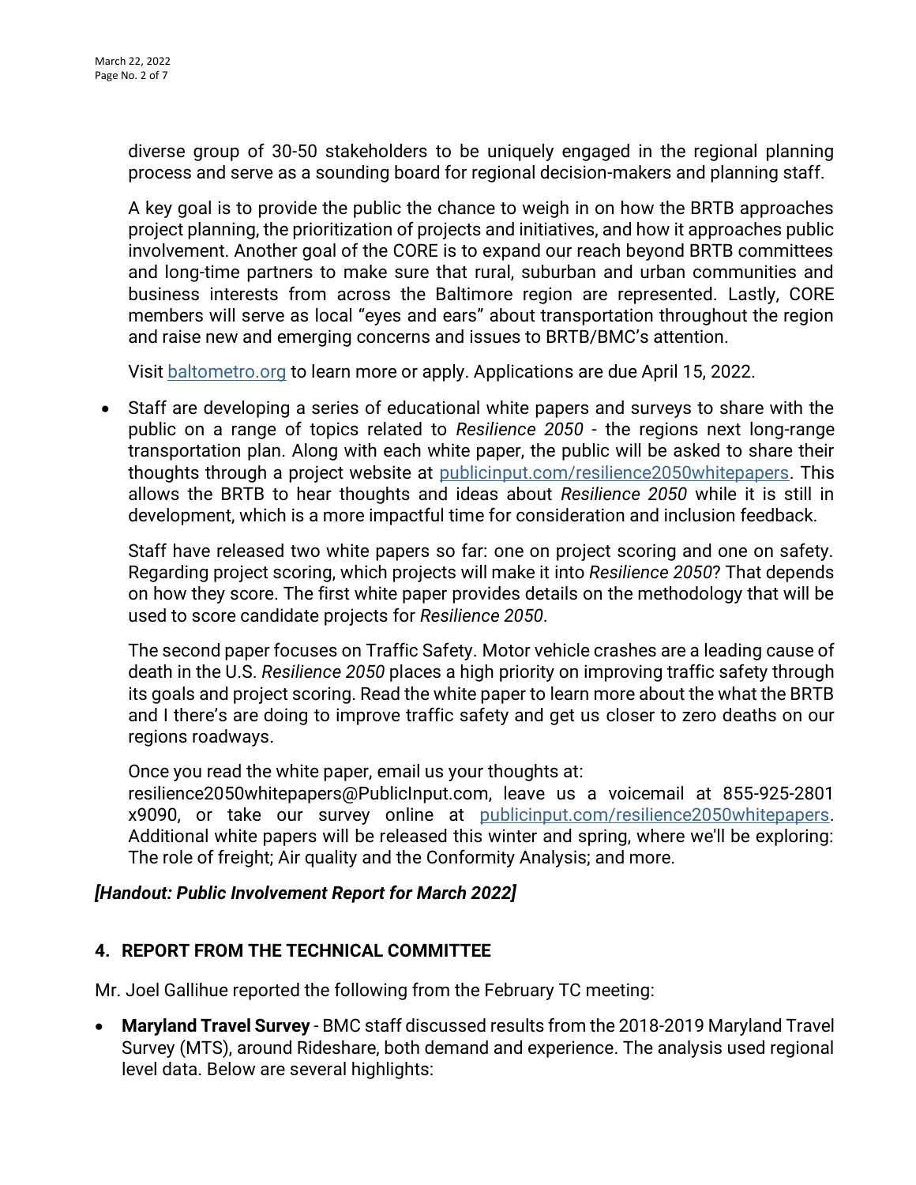diverse group of 30-50 stakeholders to be uniquely engaged in the regional planning process and serve as a sounding board for regional decision-makers and planning staff.

A key goal is to provide the public the chance to weigh in on how the BRTB approaches project planning, the prioritization of projects and initiatives, and how it approaches public involvement. Another goal of the CORE is to expand our reach beyond BRTB committees and long-time partners to make sure that rural, suburban and urban communities and business interests from across the Baltimore region are represented. Lastly, CORE members will serve as local "eyes and ears" about transportation throughout the region and raise new and emerging concerns and issues to BRTB/BMC's attention.

Visit [baltometro.org](baltometro.org) to learn more or apply. Applications are due April 15, 2022.

- Staff are developing a series of educational white papers and surveys to share with the public on a range of topics related to *Resilience 2050* - the regions next long-range transportation plan. Along with each white paper, the public will be asked to share their thoughts through a project website at [publicinput.com/resilience2050whitepapers](publicinput.com/resilience2050whitepapers). This allows the BRTB to hear thoughts and ideas about *Resilience 2050* while it is still in development, which is a more impactful time for consideration and inclusion feedback.

  Staff have released two white papers so far: one on project scoring and one on safety. Regarding project scoring, which projects will make it into *Resilience 2050*? That depends on how they score. The first white paper provides details on the methodology that will be used to score candidate projects for *Resilience 2050*.

  The second paper focuses on Traffic Safety. Motor vehicle crashes are a leading cause of death in the U.S. *Resilience 2050* places a high priority on improving traffic safety through its goals and project scoring. Read the white paper to learn more about the what the BRTB and I there's are doing to improve traffic safety and get us closer to zero deaths on our regions roadways.

  Once you read the white paper, email us your thoughts at: resilience2050whitepapers@PublicInput.com, leave us a voicemail at 855-925-2801 x9090, or take our survey online at [publicinput.com/resilience2050whitepapers](publicinput.com/resilience2050whitepapers). Additional white papers will be released this winter and spring, where we'll be exploring: The role of freight; Air quality and the Conformity Analysis; and more.

***[Handout: Public Involvement Report for March 2022]***

## 4. REPORT FROM THE TECHNICAL COMMITTEE

Mr. Joel Gallihue reported the following from the February TC meeting:

- **Maryland Travel Survey** - BMC staff discussed results from the 2018-2019 Maryland Travel Survey (MTS), around Rideshare, both demand and experience. The analysis used regional level data. Below are several highlights: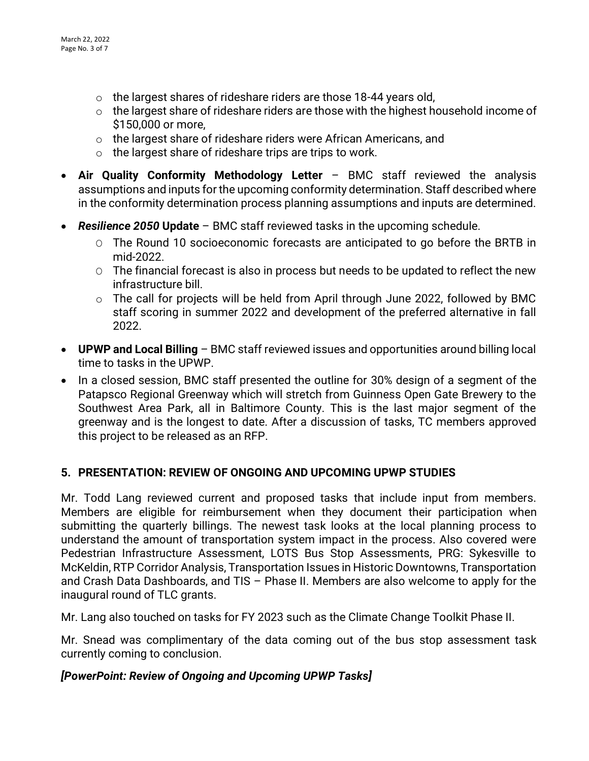- the largest shares of rideshare riders are those 18-44 years old,
  - the largest share of rideshare riders are those with the highest household income of $150,000 or more,
  - the largest share of rideshare riders were African Americans, and
  - the largest share of rideshare trips are trips to work.
- **Air Quality Conformity Methodology Letter** – BMC staff reviewed the analysis assumptions and inputs for the upcoming conformity determination. Staff described where in the conformity determination process planning assumptions and inputs are determined.
- ***Resilience 2050* Update** – BMC staff reviewed tasks in the upcoming schedule.
  - The Round 10 socioeconomic forecasts are anticipated to go before the BRTB in mid-2022.
  - The financial forecast is also in process but needs to be updated to reflect the new infrastructure bill.
  - The call for projects will be held from April through June 2022, followed by BMC staff scoring in summer 2022 and development of the preferred alternative in fall 2022.
- **UPWP and Local Billing** – BMC staff reviewed issues and opportunities around billing local time to tasks in the UPWP.
- In a closed session, BMC staff presented the outline for 30% design of a segment of the Patapsco Regional Greenway which will stretch from Guinness Open Gate Brewery to the Southwest Area Park, all in Baltimore County. This is the last major segment of the greenway and is the longest to date. After a discussion of tasks, TC members approved this project to be released as an RFP.

## 5. PRESENTATION: REVIEW OF ONGOING AND UPCOMING UPWP STUDIES

Mr. Todd Lang reviewed current and proposed tasks that include input from members. Members are eligible for reimbursement when they document their participation when submitting the quarterly billings. The newest task looks at the local planning process to understand the amount of transportation system impact in the process. Also covered were Pedestrian Infrastructure Assessment, LOTS Bus Stop Assessments, PRG: Sykesville to McKeldin, RTP Corridor Analysis, Transportation Issues in Historic Downtowns, Transportation and Crash Data Dashboards, and TIS – Phase II. Members are also welcome to apply for the inaugural round of TLC grants.

Mr. Lang also touched on tasks for FY 2023 such as the Climate Change Toolkit Phase II.

Mr. Snead was complimentary of the data coming out of the bus stop assessment task currently coming to conclusion.

***[PowerPoint: Review of Ongoing and Upcoming UPWP Tasks]***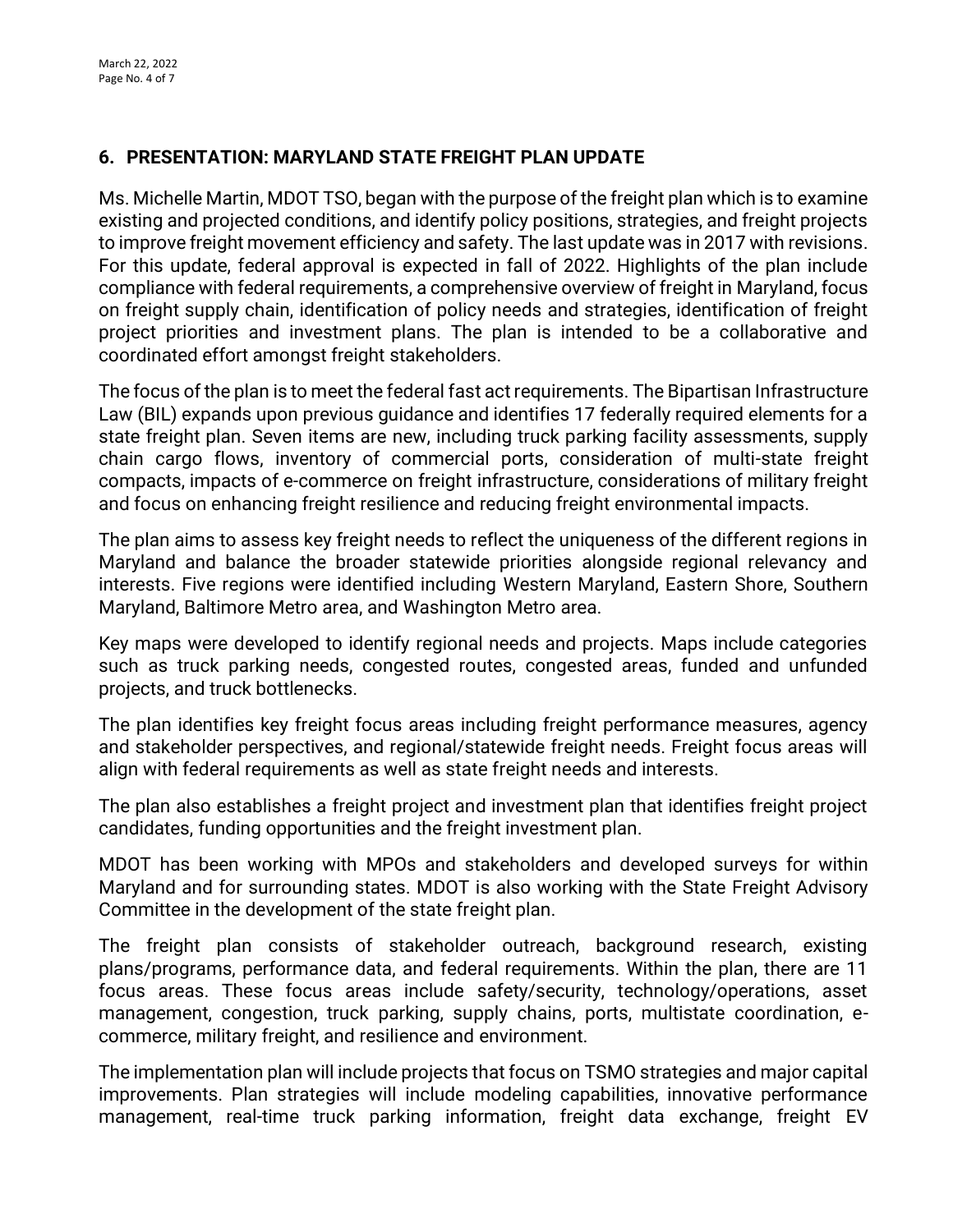## 6. PRESENTATION: MARYLAND STATE FREIGHT PLAN UPDATE

Ms. Michelle Martin, MDOT TSO, began with the purpose of the freight plan which is to examine existing and projected conditions, and identify policy positions, strategies, and freight projects to improve freight movement efficiency and safety. The last update was in 2017 with revisions. For this update, federal approval is expected in fall of 2022. Highlights of the plan include compliance with federal requirements, a comprehensive overview of freight in Maryland, focus on freight supply chain, identification of policy needs and strategies, identification of freight project priorities and investment plans. The plan is intended to be a collaborative and coordinated effort amongst freight stakeholders.

The focus of the plan is to meet the federal fast act requirements. The Bipartisan Infrastructure Law (BIL) expands upon previous guidance and identifies 17 federally required elements for a state freight plan. Seven items are new, including truck parking facility assessments, supply chain cargo flows, inventory of commercial ports, consideration of multi-state freight compacts, impacts of e-commerce on freight infrastructure, considerations of military freight and focus on enhancing freight resilience and reducing freight environmental impacts.

The plan aims to assess key freight needs to reflect the uniqueness of the different regions in Maryland and balance the broader statewide priorities alongside regional relevancy and interests. Five regions were identified including Western Maryland, Eastern Shore, Southern Maryland, Baltimore Metro area, and Washington Metro area.

Key maps were developed to identify regional needs and projects. Maps include categories such as truck parking needs, congested routes, congested areas, funded and unfunded projects, and truck bottlenecks.

The plan identifies key freight focus areas including freight performance measures, agency and stakeholder perspectives, and regional/statewide freight needs. Freight focus areas will align with federal requirements as well as state freight needs and interests.

The plan also establishes a freight project and investment plan that identifies freight project candidates, funding opportunities and the freight investment plan.

MDOT has been working with MPOs and stakeholders and developed surveys for within Maryland and for surrounding states. MDOT is also working with the State Freight Advisory Committee in the development of the state freight plan.

The freight plan consists of stakeholder outreach, background research, existing plans/programs, performance data, and federal requirements. Within the plan, there are 11 focus areas. These focus areas include safety/security, technology/operations, asset management, congestion, truck parking, supply chains, ports, multistate coordination, e-commerce, military freight, and resilience and environment.

The implementation plan will include projects that focus on TSMO strategies and major capital improvements. Plan strategies will include modeling capabilities, innovative performance management, real-time truck parking information, freight data exchange, freight EV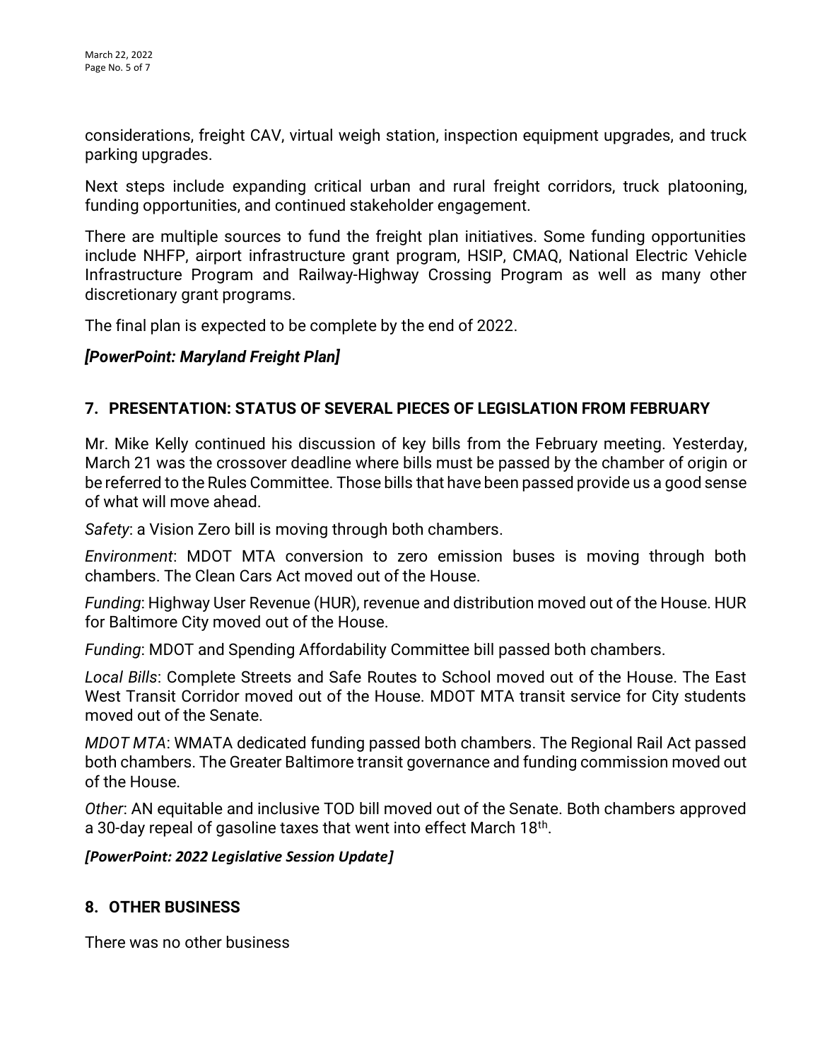considerations, freight CAV, virtual weigh station, inspection equipment upgrades, and truck parking upgrades.

Next steps include expanding critical urban and rural freight corridors, truck platooning, funding opportunities, and continued stakeholder engagement.

There are multiple sources to fund the freight plan initiatives. Some funding opportunities include NHFP, airport infrastructure grant program, HSIP, CMAQ, National Electric Vehicle Infrastructure Program and Railway-Highway Crossing Program as well as many other discretionary grant programs.

The final plan is expected to be complete by the end of 2022.

***[PowerPoint: Maryland Freight Plan]***

## 7. PRESENTATION: STATUS OF SEVERAL PIECES OF LEGISLATION FROM FEBRUARY

Mr. Mike Kelly continued his discussion of key bills from the February meeting. Yesterday, March 21 was the crossover deadline where bills must be passed by the chamber of origin or be referred to the Rules Committee. Those bills that have been passed provide us a good sense of what will move ahead.

*Safety*: a Vision Zero bill is moving through both chambers.

*Environment*: MDOT MTA conversion to zero emission buses is moving through both chambers. The Clean Cars Act moved out of the House.

*Funding*: Highway User Revenue (HUR), revenue and distribution moved out of the House. HUR for Baltimore City moved out of the House.

*Funding*: MDOT and Spending Affordability Committee bill passed both chambers.

*Local Bills*: Complete Streets and Safe Routes to School moved out of the House. The East West Transit Corridor moved out of the House. MDOT MTA transit service for City students moved out of the Senate.

*MDOT MTA*: WMATA dedicated funding passed both chambers. The Regional Rail Act passed both chambers. The Greater Baltimore transit governance and funding commission moved out of the House.

*Other*: AN equitable and inclusive TOD bill moved out of the Senate. Both chambers approved a 30-day repeal of gasoline taxes that went into effect March 18th.

***[PowerPoint: 2022 Legislative Session Update]***

## 8. OTHER BUSINESS

There was no other business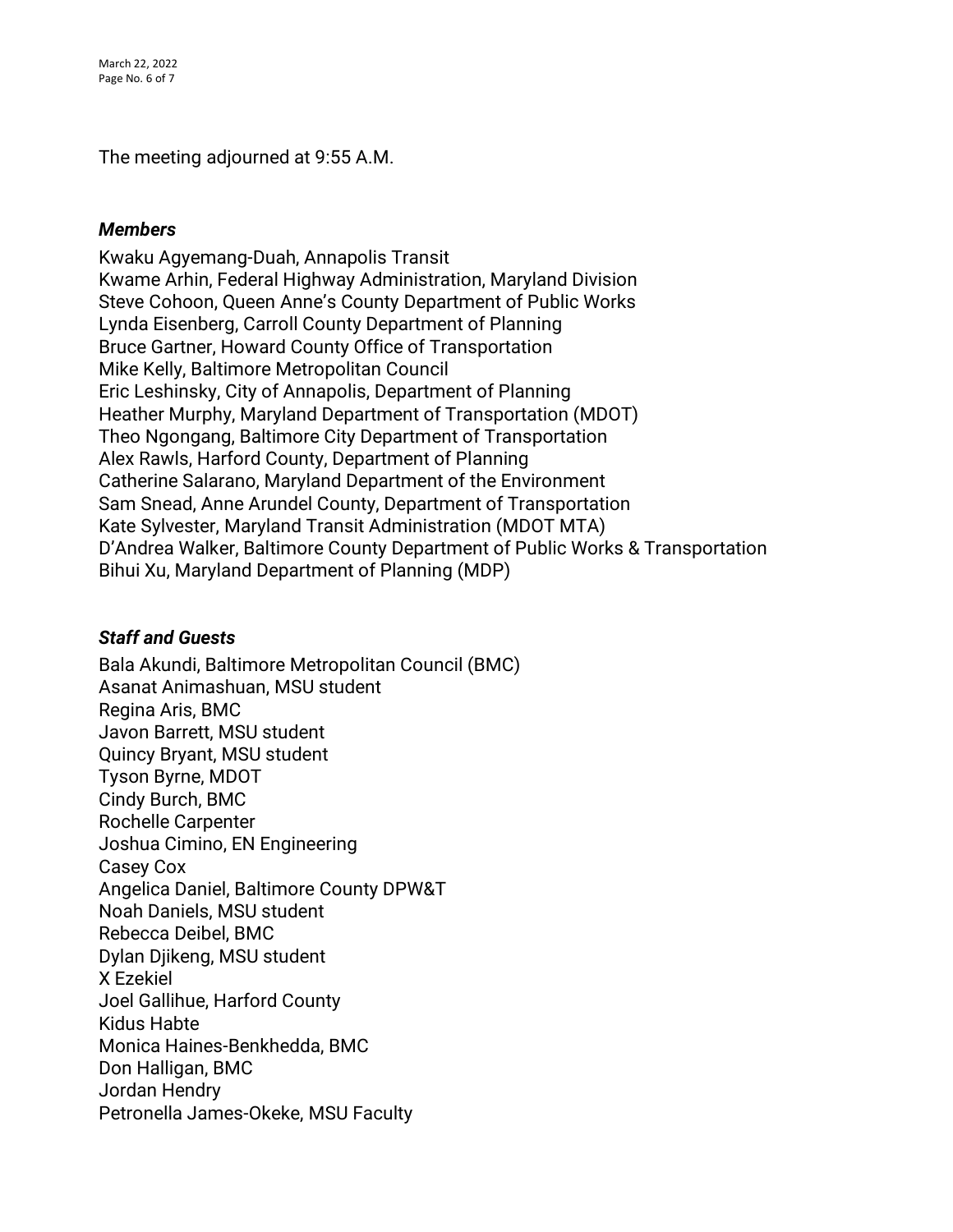The meeting adjourned at 9:55 A.M.

***Members***

Kwaku Agyemang-Duah, Annapolis Transit
Kwame Arhin, Federal Highway Administration, Maryland Division
Steve Cohoon, Queen Anne's County Department of Public Works
Lynda Eisenberg, Carroll County Department of Planning
Bruce Gartner, Howard County Office of Transportation
Mike Kelly, Baltimore Metropolitan Council
Eric Leshinsky, City of Annapolis, Department of Planning
Heather Murphy, Maryland Department of Transportation (MDOT)
Theo Ngongang, Baltimore City Department of Transportation
Alex Rawls, Harford County, Department of Planning
Catherine Salarano, Maryland Department of the Environment
Sam Snead, Anne Arundel County, Department of Transportation
Kate Sylvester, Maryland Transit Administration (MDOT MTA)
D'Andrea Walker, Baltimore County Department of Public Works & Transportation
Bihui Xu, Maryland Department of Planning (MDP)

***Staff and Guests***

Bala Akundi, Baltimore Metropolitan Council (BMC)
Asanat Animashuan, MSU student
Regina Aris, BMC
Javon Barrett, MSU student
Quincy Bryant, MSU student
Tyson Byrne, MDOT
Cindy Burch, BMC
Rochelle Carpenter
Joshua Cimino, EN Engineering
Casey Cox
Angelica Daniel, Baltimore County DPW&T
Noah Daniels, MSU student
Rebecca Deibel, BMC
Dylan Djikeng, MSU student
X Ezekiel
Joel Gallihue, Harford County
Kidus Habte
Monica Haines-Benkhedda, BMC
Don Halligan, BMC
Jordan Hendry
Petronella James-Okeke, MSU Faculty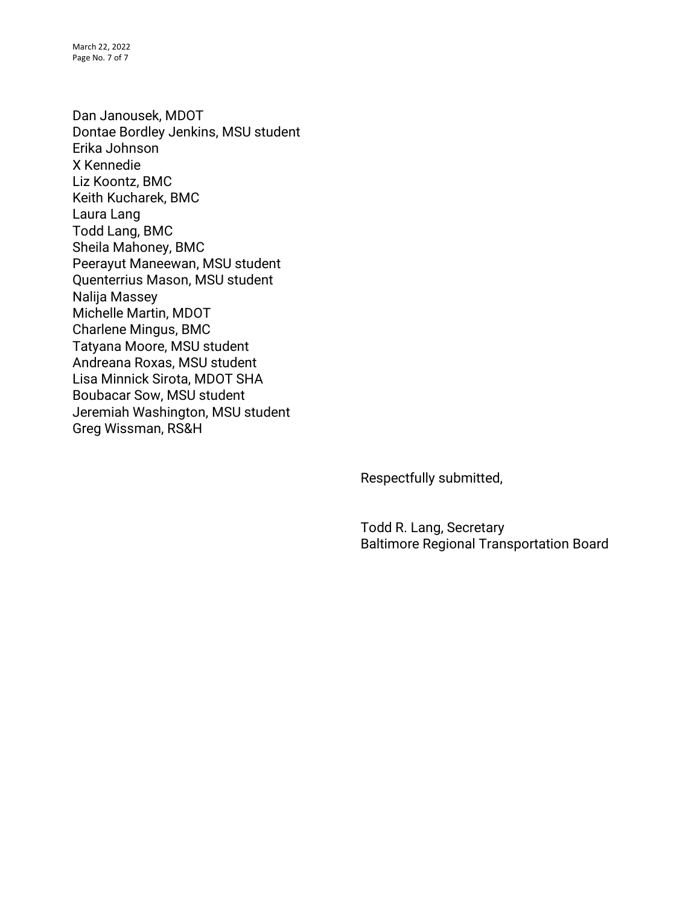Dan Janousek, MDOT
Dontae Bordley Jenkins, MSU student
Erika Johnson
X Kennedie
Liz Koontz, BMC
Keith Kucharek, BMC
Laura Lang
Todd Lang, BMC
Sheila Mahoney, BMC
Peerayut Maneewan, MSU student
Quenterrius Mason, MSU student
Nalija Massey
Michelle Martin, MDOT
Charlene Mingus, BMC
Tatyana Moore, MSU student
Andreana Roxas, MSU student
Lisa Minnick Sirota, MDOT SHA
Boubacar Sow, MSU student
Jeremiah Washington, MSU student
Greg Wissman, RS&H

Respectfully submitted,

Todd R. Lang, Secretary
Baltimore Regional Transportation Board